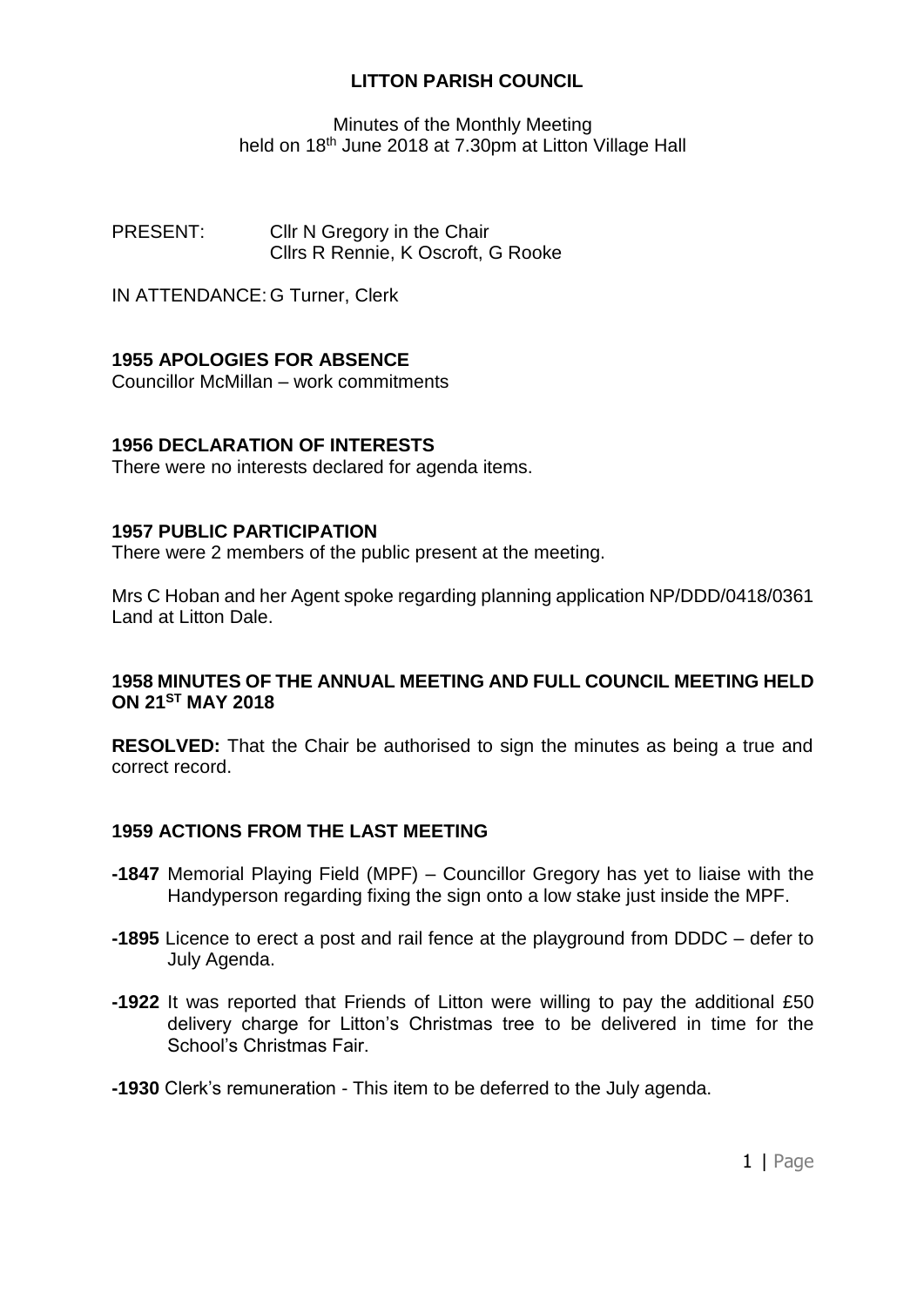**LITTON PARISH COUNCIL**

Minutes of the Monthly Meeting
held on 18th June 2018 at 7.30pm at Litton Village Hall

PRESENT: Cllr N Gregory in the Chair
Cllrs R Rennie, K Oscroft, G Rooke

IN ATTENDANCE: G Turner, Clerk

## 1955 APOLOGIES FOR ABSENCE

Councillor McMillan – work commitments

## 1956 DECLARATION OF INTERESTS

There were no interests declared for agenda items.

## 1957 PUBLIC PARTICIPATION

There were 2 members of the public present at the meeting.

Mrs C Hoban and her Agent spoke regarding planning application NP/DDD/0418/0361 Land at Litton Dale.

## 1958 MINUTES OF THE ANNUAL MEETING AND FULL COUNCIL MEETING HELD ON 21ST MAY 2018

**RESOLVED:** That the Chair be authorised to sign the minutes as being a true and correct record.

## 1959 ACTIONS FROM THE LAST MEETING

- **-1847** Memorial Playing Field (MPF) – Councillor Gregory has yet to liaise with the Handyperson regarding fixing the sign onto a low stake just inside the MPF.
- **-1895** Licence to erect a post and rail fence at the playground from DDDC – defer to July Agenda.
- **-1922** It was reported that Friends of Litton were willing to pay the additional £50 delivery charge for Litton's Christmas tree to be delivered in time for the School's Christmas Fair.
- **-1930** Clerk's remuneration - This item to be deferred to the July agenda.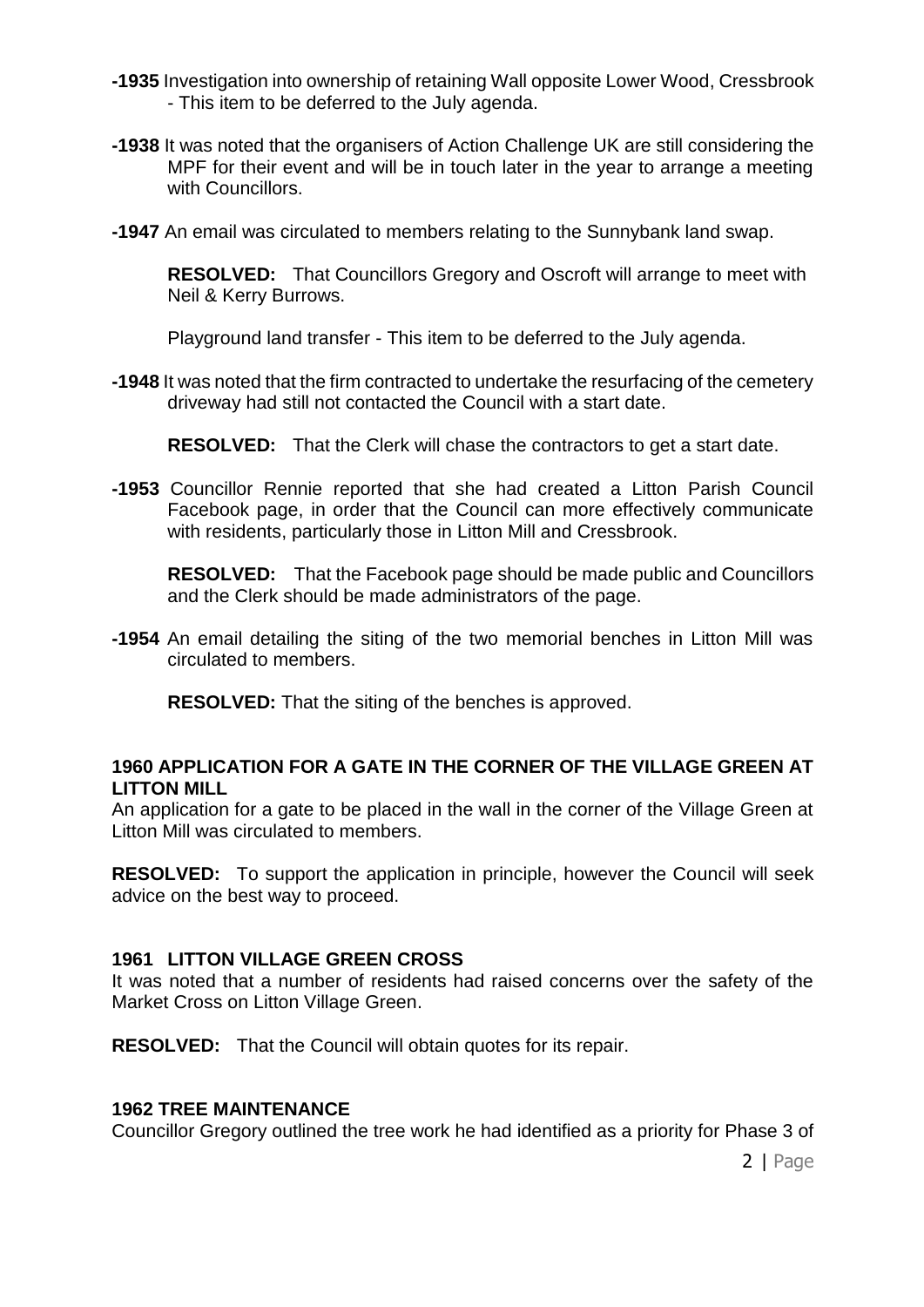**-1935** Investigation into ownership of retaining Wall opposite Lower Wood, Cressbrook - This item to be deferred to the July agenda.

**-1938** It was noted that the organisers of Action Challenge UK are still considering the MPF for their event and will be in touch later in the year to arrange a meeting with Councillors.

**-1947** An email was circulated to members relating to the Sunnybank land swap.

**RESOLVED:** That Councillors Gregory and Oscroft will arrange to meet with Neil & Kerry Burrows.

Playground land transfer - This item to be deferred to the July agenda.

**-1948** It was noted that the firm contracted to undertake the resurfacing of the cemetery driveway had still not contacted the Council with a start date.

**RESOLVED:** That the Clerk will chase the contractors to get a start date.

**-1953** Councillor Rennie reported that she had created a Litton Parish Council Facebook page, in order that the Council can more effectively communicate with residents, particularly those in Litton Mill and Cressbrook.

**RESOLVED:** That the Facebook page should be made public and Councillors and the Clerk should be made administrators of the page.

**-1954** An email detailing the siting of the two memorial benches in Litton Mill was circulated to members.

**RESOLVED:** That the siting of the benches is approved.

**1960 APPLICATION FOR A GATE IN THE CORNER OF THE VILLAGE GREEN AT LITTON MILL**

An application for a gate to be placed in the wall in the corner of the Village Green at Litton Mill was circulated to members.

**RESOLVED:** To support the application in principle, however the Council will seek advice on the best way to proceed.

**1961 LITTON VILLAGE GREEN CROSS**

It was noted that a number of residents had raised concerns over the safety of the Market Cross on Litton Village Green.

**RESOLVED:** That the Council will obtain quotes for its repair.

**1962 TREE MAINTENANCE**

Councillor Gregory outlined the tree work he had identified as a priority for Phase 3 of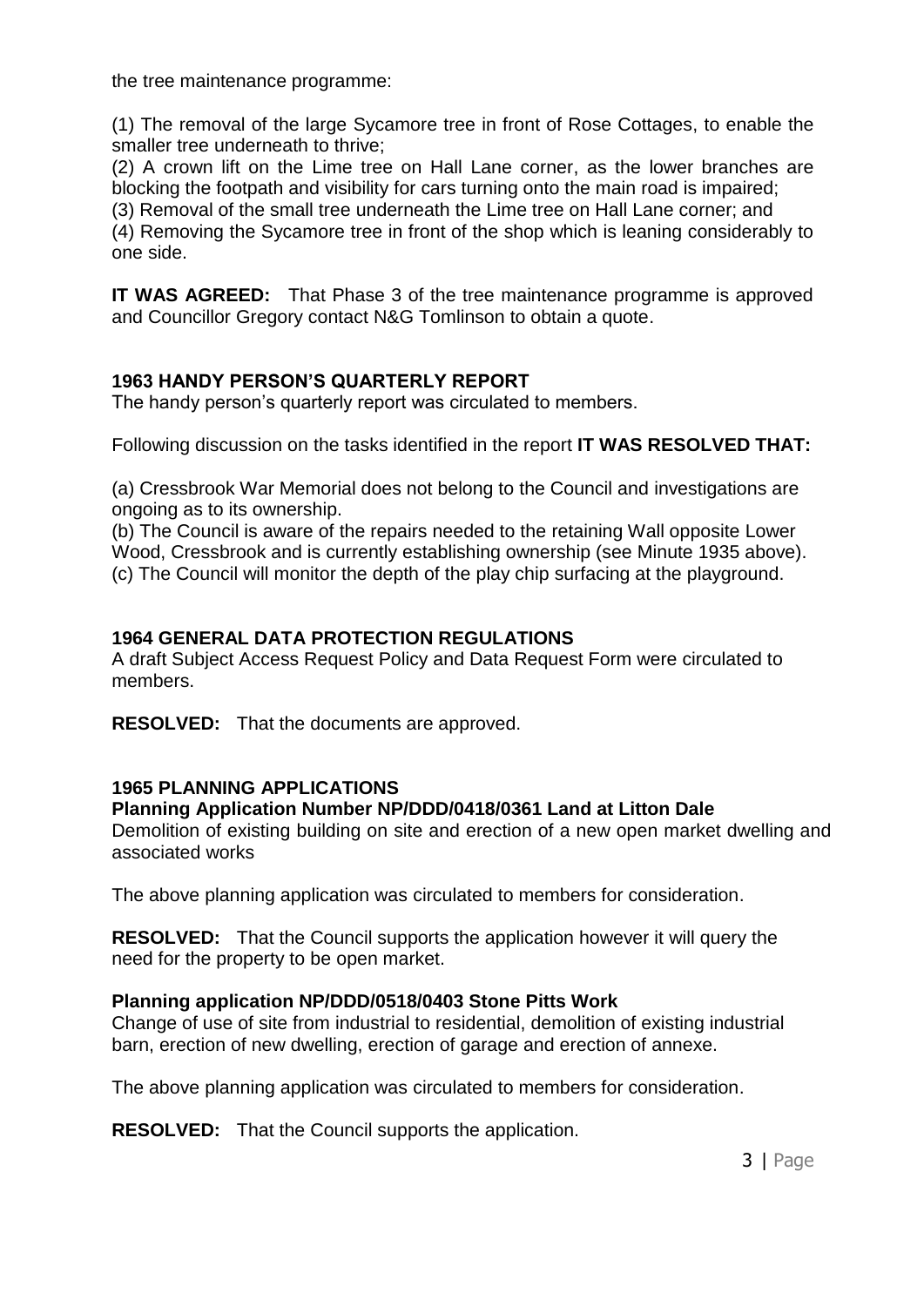the tree maintenance programme:

(1) The removal of the large Sycamore tree in front of Rose Cottages, to enable the smaller tree underneath to thrive;
(2) A crown lift on the Lime tree on Hall Lane corner, as the lower branches are blocking the footpath and visibility for cars turning onto the main road is impaired;
(3) Removal of the small tree underneath the Lime tree on Hall Lane corner; and
(4) Removing the Sycamore tree in front of the shop which is leaning considerably to one side.

**IT WAS AGREED:** That Phase 3 of the tree maintenance programme is approved and Councillor Gregory contact N&G Tomlinson to obtain a quote.

### 1963 HANDY PERSON'S QUARTERLY REPORT

The handy person's quarterly report was circulated to members.

Following discussion on the tasks identified in the report **IT WAS RESOLVED THAT:**

(a) Cressbrook War Memorial does not belong to the Council and investigations are ongoing as to its ownership.
(b) The Council is aware of the repairs needed to the retaining Wall opposite Lower Wood, Cressbrook and is currently establishing ownership (see Minute 1935 above).
(c) The Council will monitor the depth of the play chip surfacing at the playground.

### 1964 GENERAL DATA PROTECTION REGULATIONS

A draft Subject Access Request Policy and Data Request Form were circulated to members.

**RESOLVED:** That the documents are approved.

### 1965 PLANNING APPLICATIONS

**Planning Application Number NP/DDD/0418/0361 Land at Litton Dale**

Demolition of existing building on site and erection of a new open market dwelling and associated works

The above planning application was circulated to members for consideration.

**RESOLVED:** That the Council supports the application however it will query the need for the property to be open market.

**Planning application NP/DDD/0518/0403 Stone Pitts Work**

Change of use of site from industrial to residential, demolition of existing industrial barn, erection of new dwelling, erection of garage and erection of annexe.

The above planning application was circulated to members for consideration.

**RESOLVED:** That the Council supports the application.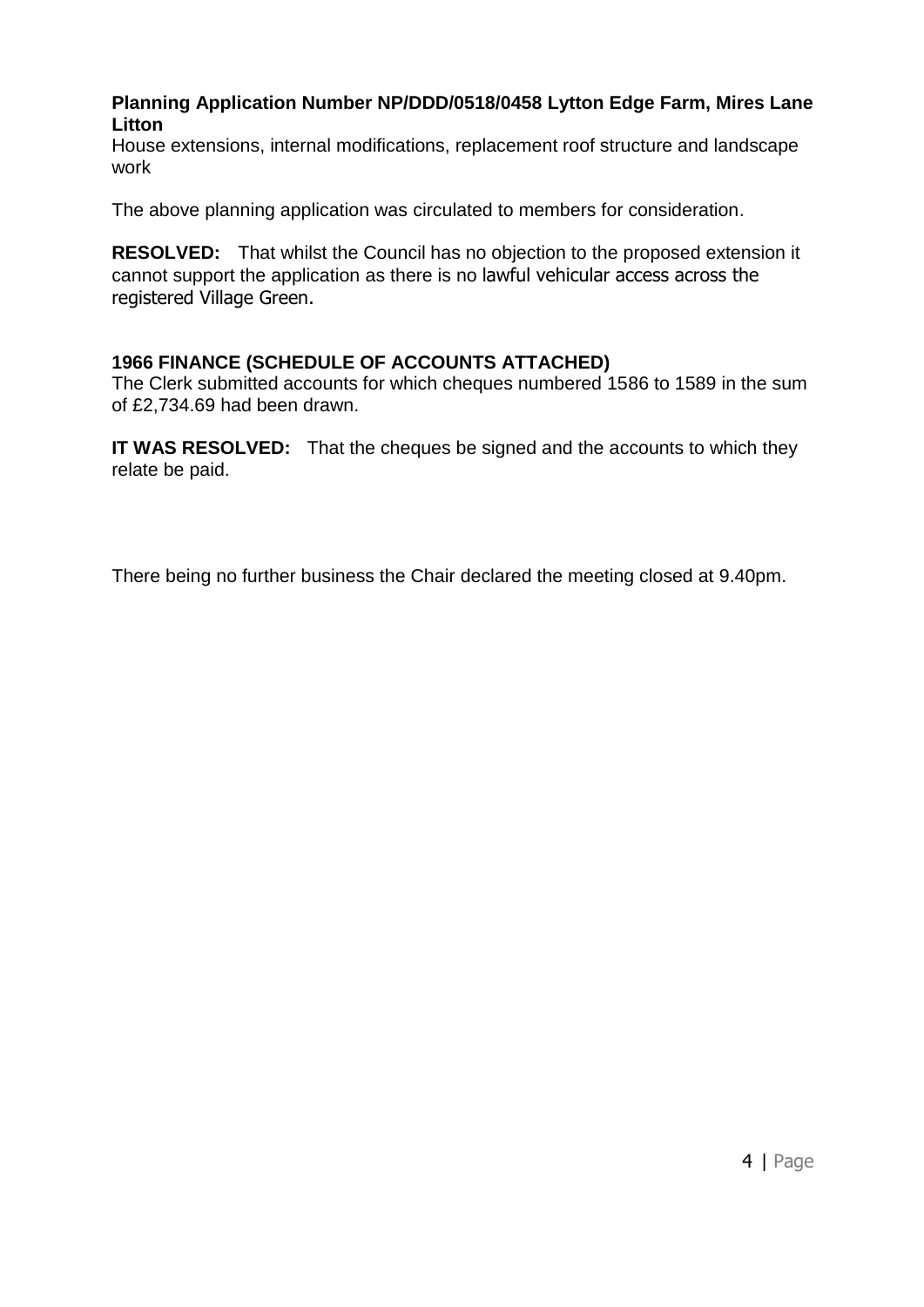**Planning Application Number NP/DDD/0518/0458 Lytton Edge Farm, Mires Lane Litton**

House extensions, internal modifications, replacement roof structure and landscape work

The above planning application was circulated to members for consideration.

**RESOLVED:** That whilst the Council has no objection to the proposed extension it cannot support the application as there is no lawful vehicular access across the registered Village Green.

**1966 FINANCE (SCHEDULE OF ACCOUNTS ATTACHED)**

The Clerk submitted accounts for which cheques numbered 1586 to 1589 in the sum of £2,734.69 had been drawn.

**IT WAS RESOLVED:** That the cheques be signed and the accounts to which they relate be paid.

There being no further business the Chair declared the meeting closed at 9.40pm.